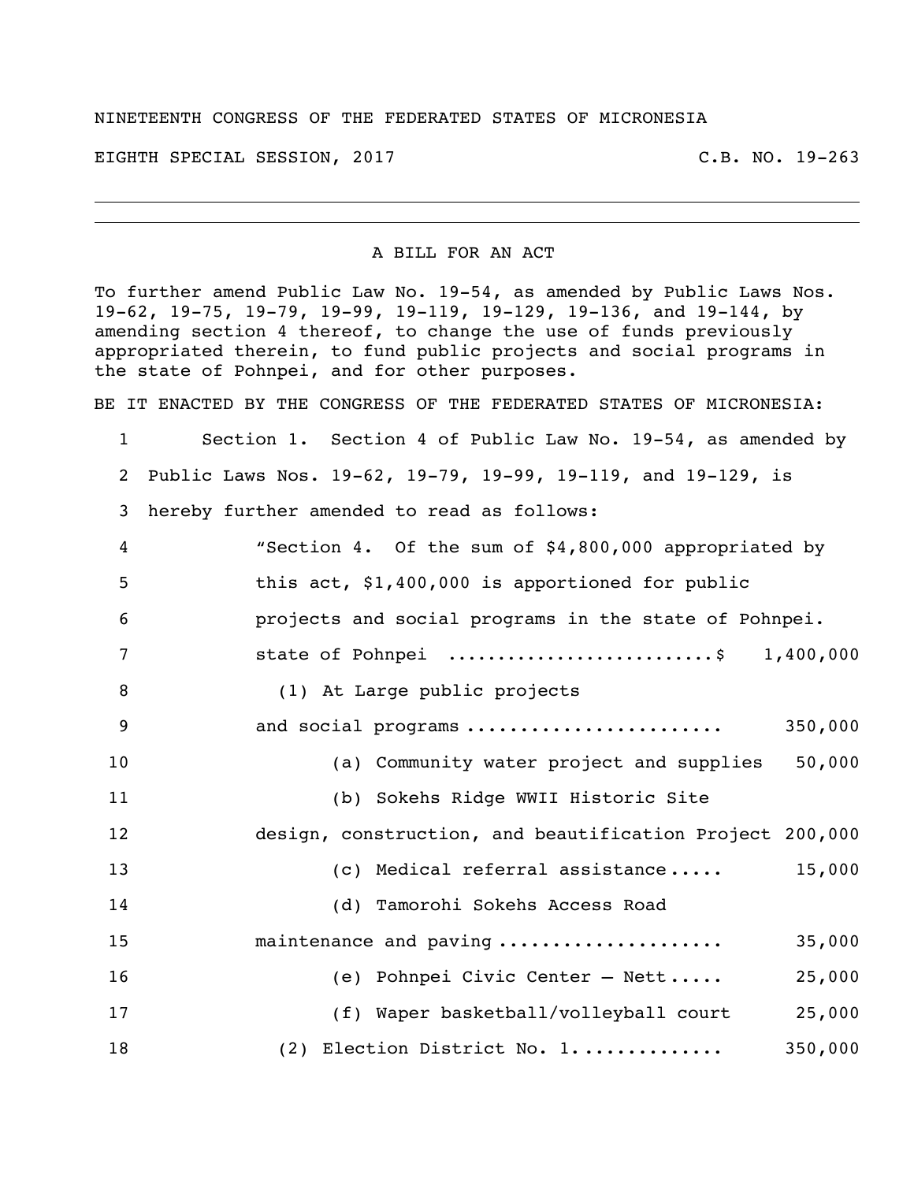NINETEENTH CONGRESS OF THE FEDERATED STATES OF MICRONESIA

EIGHTH SPECIAL SESSION, 2017 C.B. NO. 19-263

A BILL FOR AN ACT

To further amend Public Law No. 19-54, as amended by Public Laws Nos. 19-62, 19-75, 19-79, 19-99, 19-119, 19-129, 19-136, and 19-144, by amending section 4 thereof, to change the use of funds previously appropriated therein, to fund public projects and social programs in the state of Pohnpei, and for other purposes.

BE IT ENACTED BY THE CONGRESS OF THE FEDERATED STATES OF MICRONESIA:

1 Section 1. Section 4 of Public Law No. 19-54, as amended by
2 Public Laws Nos. 19-62, 19-79, 19-99, 19-119, and 19-129, is
3 hereby further amended to read as follows:

4 "Section 4. Of the sum of $4,800,000 appropriated by
5 this act, $1,400,000 is apportioned for public
6 projects and social programs in the state of Pohnpei.

7 state of Pohnpei ..........................$ 1,400,000

8 (1) At Large public projects
9 and social programs ....................... 350,000

10 (a) Community water project and supplies 50,000

11 (b) Sokehs Ridge WWII Historic Site
12 design, construction, and beautification Project 200,000

13 (c) Medical referral assistance..... 15,000

14 (d) Tamorohi Sokehs Access Road
15 maintenance and paving .................... 35,000

16 (e) Pohnpei Civic Center – Nett..... 25,000

17 (f) Waper basketball/volleyball court 25,000

18 (2) Election District No. 1............. 350,000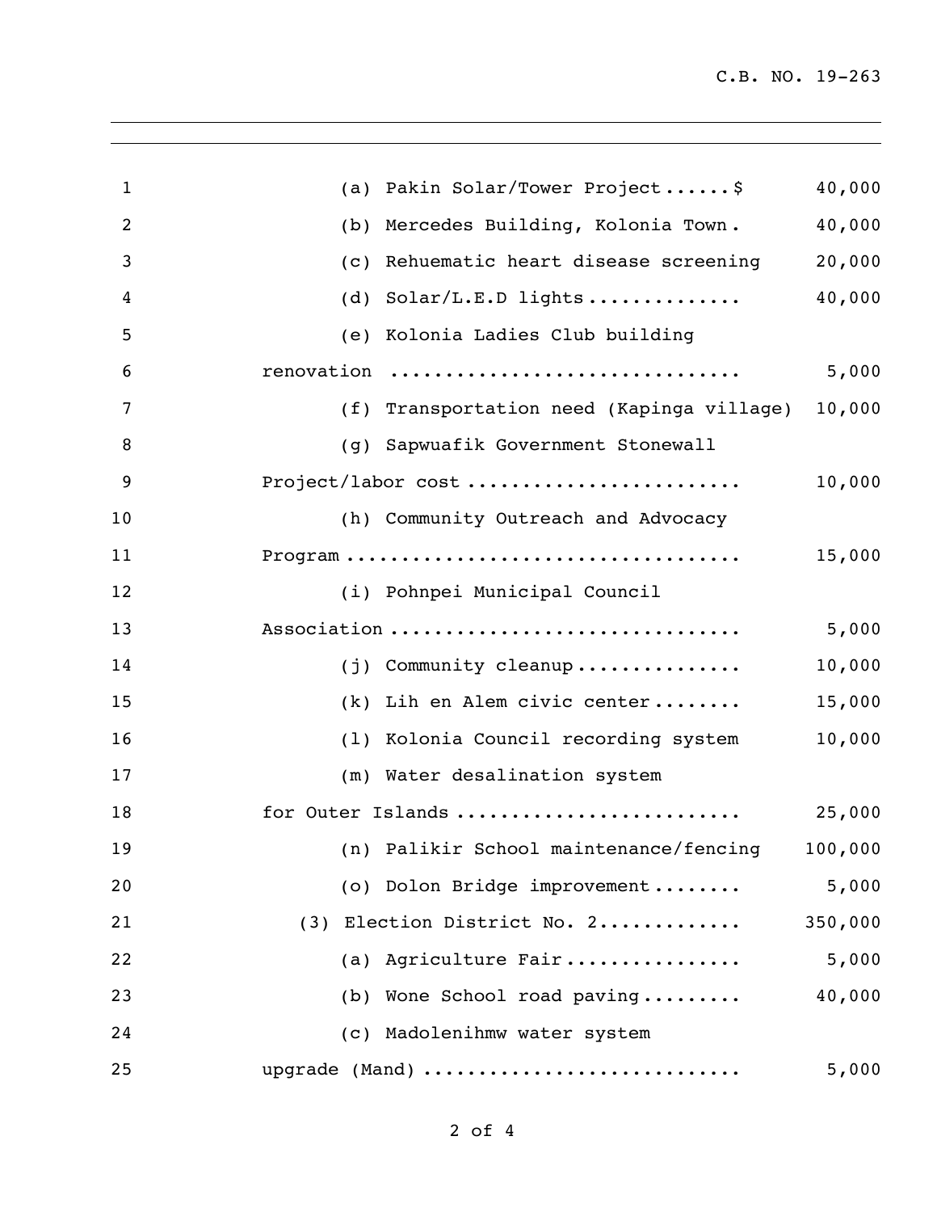(a) Pakin Solar/Tower Project......$ 40,000

(b) Mercedes Building, Kolonia Town. 40,000

(c) Rehuematic heart disease screening 20,000

(d) Solar/L.E.D lights.............. 40,000

(e) Kolonia Ladies Club building renovation ............................... 5,000

(f) Transportation need (Kapinga village) 10,000

(g) Sapwuafik Government Stonewall Project/labor cost ......................... 10,000

(h) Community Outreach and Advocacy Program .................................. 15,000

(i) Pohnpei Municipal Council Association ............................... 5,000

(j) Community cleanup............... 10,000

(k) Lih en Alem civic center........ 15,000

(l) Kolonia Council recording system 10,000

(m) Water desalination system for Outer Islands ......................... 25,000

(n) Palikir School maintenance/fencing 100,000

(o) Dolon Bridge improvement........ 5,000

(3) Election District No. 2............ 350,000

(a) Agriculture Fair................ 5,000

(b) Wone School road paving......... 40,000

(c) Madolenihmw water system upgrade (Mand) ............................ 5,000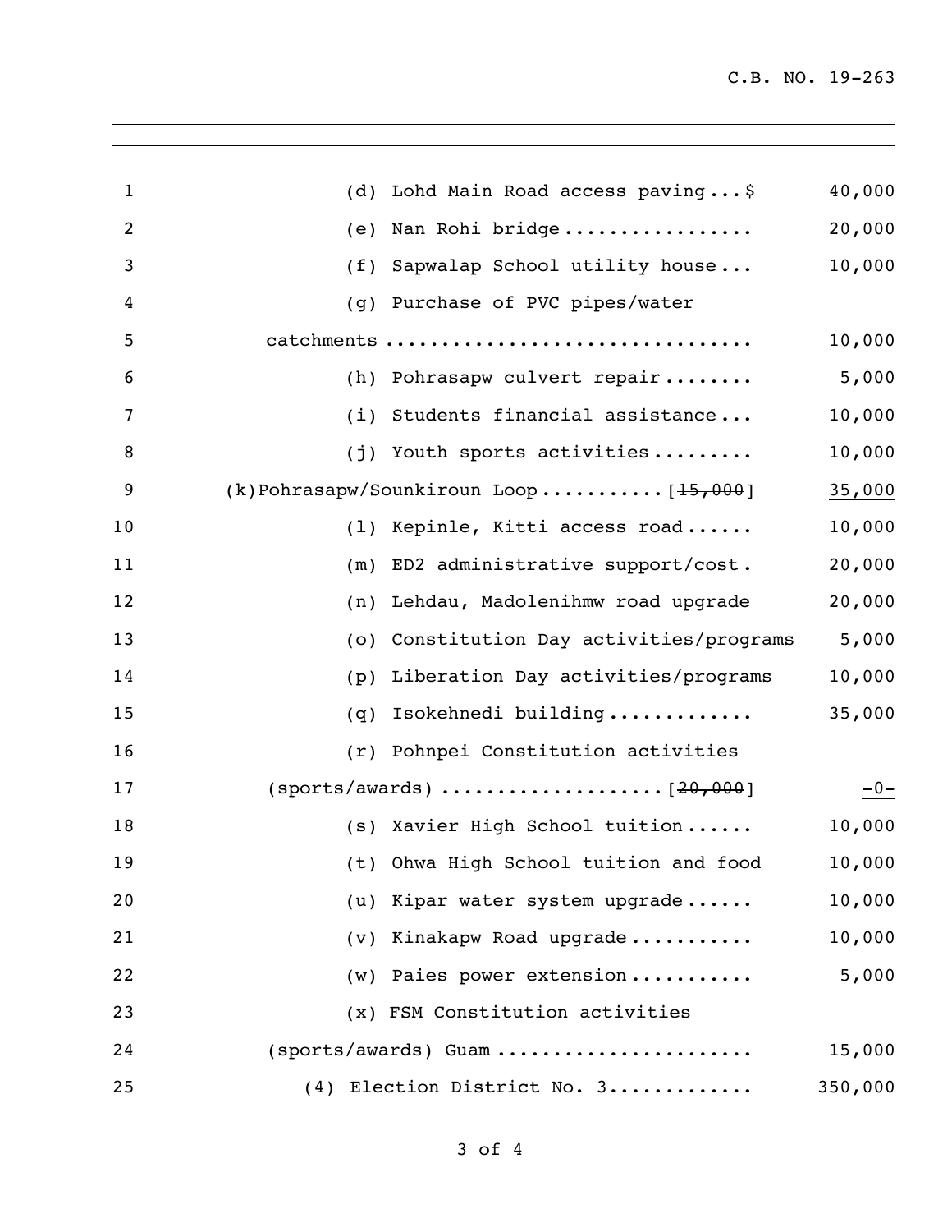1 (d) Lohd Main Road access paving...$ 40,000

2 (e) Nan Rohi bridge................. 20,000

3 (f) Sapwalap School utility house... 10,000

4 (g) Purchase of PVC pipes/water

5 catchments................................ 10,000

6 (h) Pohrasapw culvert repair........ 5,000

7 (i) Students financial assistance... 10,000

8 (j) Youth sports activities......... 10,000

9 (k)Pohrasapw/Sounkiroun Loop...........[~~15,000~~] 35,000

10 (l) Kepinle, Kitti access road...... 10,000

11 (m) ED2 administrative support/cost. 20,000

12 (n) Lehdau, Madolenihmw road upgrade 20,000

13 (o) Constitution Day activities/programs 5,000

14 (p) Liberation Day activities/programs 10,000

15 (q) Isokehnedi building............. 35,000

16 (r) Pohnpei Constitution activities

17 (sports/awards) ...................[~~20,000~~] -0-

18 (s) Xavier High School tuition...... 10,000

19 (t) Ohwa High School tuition and food 10,000

20 (u) Kipar water system upgrade...... 10,000

21 (v) Kinakapw Road upgrade........... 10,000

22 (w) Paies power extension........... 5,000

23 (x) FSM Constitution activities

24 (sports/awards) Guam...................... 15,000

25 (4) Election District No. 3............ 350,000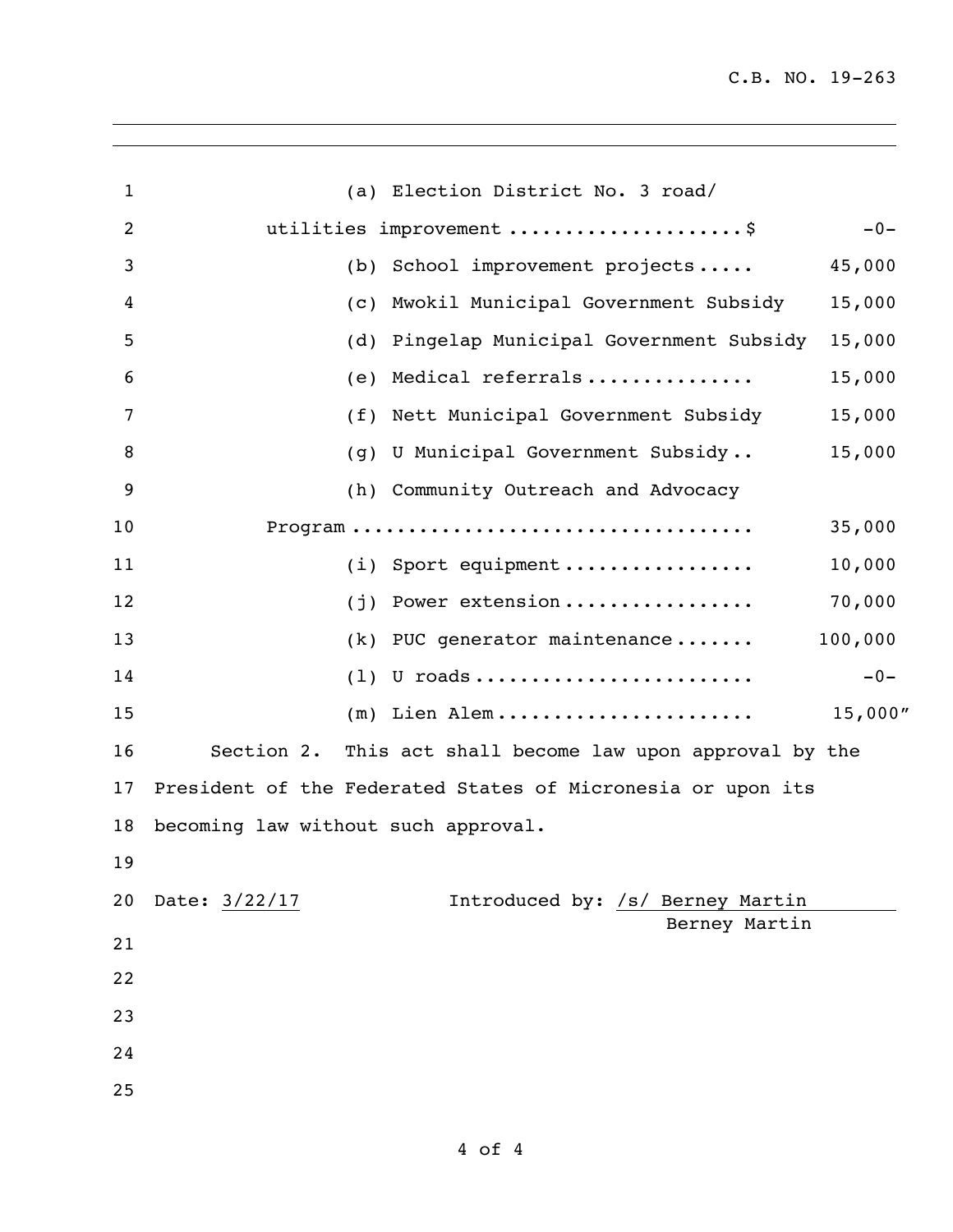(a) Election District No. 3 road/ utilities improvement ....................$ -0-

(b) School improvement projects ..... 45,000

(c) Mwokil Municipal Government Subsidy 15,000

(d) Pingelap Municipal Government Subsidy 15,000

(e) Medical referrals ............... 15,000

(f) Nett Municipal Government Subsidy 15,000

(g) U Municipal Government Subsidy .. 15,000

(h) Community Outreach and Advocacy Program .................................. 35,000

(i) Sport equipment ................ 10,000

(j) Power extension ................ 70,000

(k) PUC generator maintenance ....... 100,000

(l) U roads ........................ -0-

(m) Lien Alem ...................... 15,000"

Section 2. This act shall become law upon approval by the President of the Federated States of Micronesia or upon its becoming law without such approval.

Date: 3/22/17 Introduced by: /s/ Berney Martin

Berney Martin